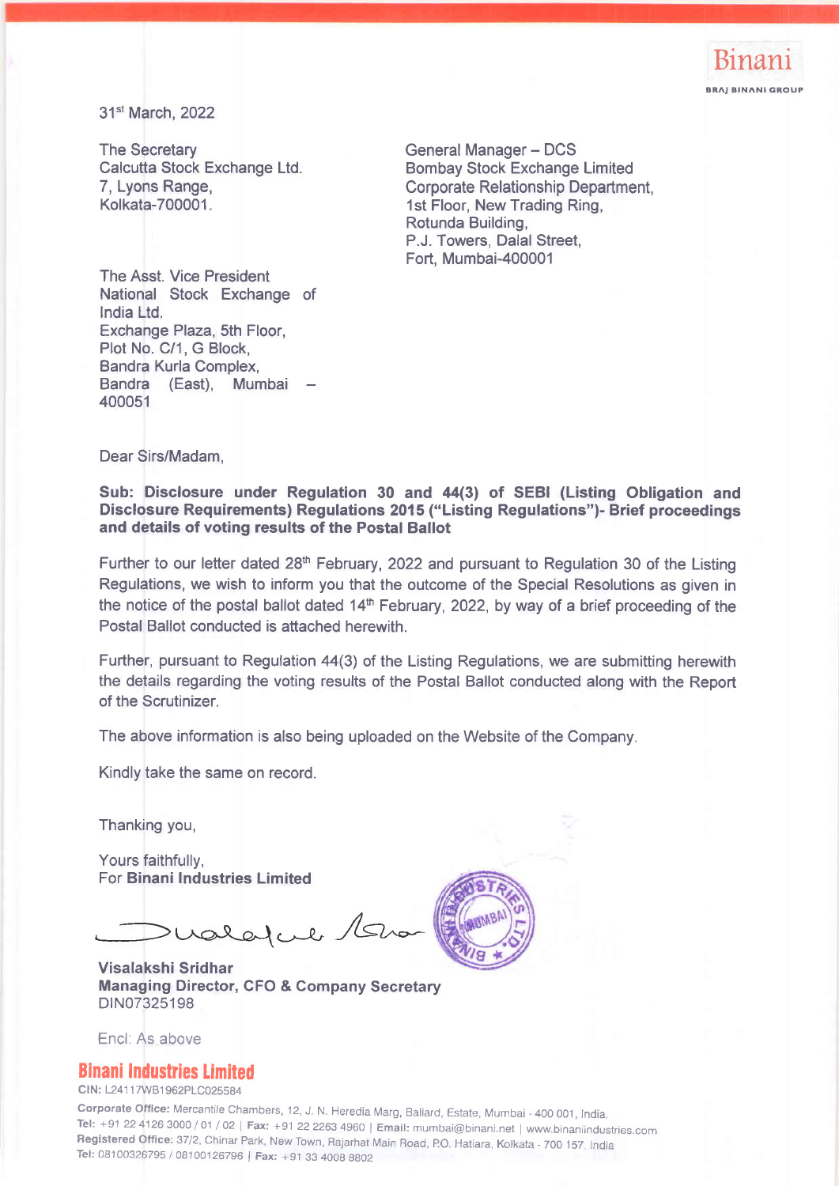Binani

BRAJ BINANI GROUP

31st March, 2022

The Secretary
Calcutta Stock Exchange Ltd.
7, Lyons Range,
Kolkata-700001.

General Manager – DCS
Bombay Stock Exchange Limited
Corporate Relationship Department,
1st Floor, New Trading Ring,
Rotunda Building,
P.J. Towers, Dalal Street,
Fort, Mumbai-400001

The Asst. Vice President
National Stock Exchange of India Ltd.
Exchange Plaza, 5th Floor,
Plot No. C/1, G Block,
Bandra Kurla Complex,
Bandra (East), Mumbai – 400051

Dear Sirs/Madam,

**Sub: Disclosure under Regulation 30 and 44(3) of SEBI (Listing Obligation and Disclosure Requirements) Regulations 2015 ("Listing Regulations")- Brief proceedings and details of voting results of the Postal Ballot**

Further to our letter dated 28th February, 2022 and pursuant to Regulation 30 of the Listing Regulations, we wish to inform you that the outcome of the Special Resolutions as given in the notice of the postal ballot dated 14th February, 2022, by way of a brief proceeding of the Postal Ballot conducted is attached herewith.

Further, pursuant to Regulation 44(3) of the Listing Regulations, we are submitting herewith the details regarding the voting results of the Postal Ballot conducted along with the Report of the Scrutinizer.

The above information is also being uploaded on the Website of the Company.

Kindly take the same on record.

Thanking you,

Yours faithfully,
For **Binani Industries Limited**

**Visalakshi Sridhar**
**Managing Director, CFO & Company Secretary**
DIN07325198

Encl: As above

**Binani Industries Limited**

CIN: L24117WB1962PLC025584

**Corporate Office:** Mercantile Chambers, 12, J. N. Heredia Marg, Ballard, Estate, Mumbai - 400 001, India.
**Tel:** +91 22 4126 3000 / 01 / 02 | **Fax:** +91 22 2263 4960 | **Email:** mumbai@binani.net | www.binaniindustries.com
**Registered Office:** 37/2, Chinar Park, New Town, Rajarhat Main Road, P.O. Hatiara, Kolkata - 700 157. India
**Tel:** 08100326795 / 08100126796 | **Fax:** +91 33 4008 8802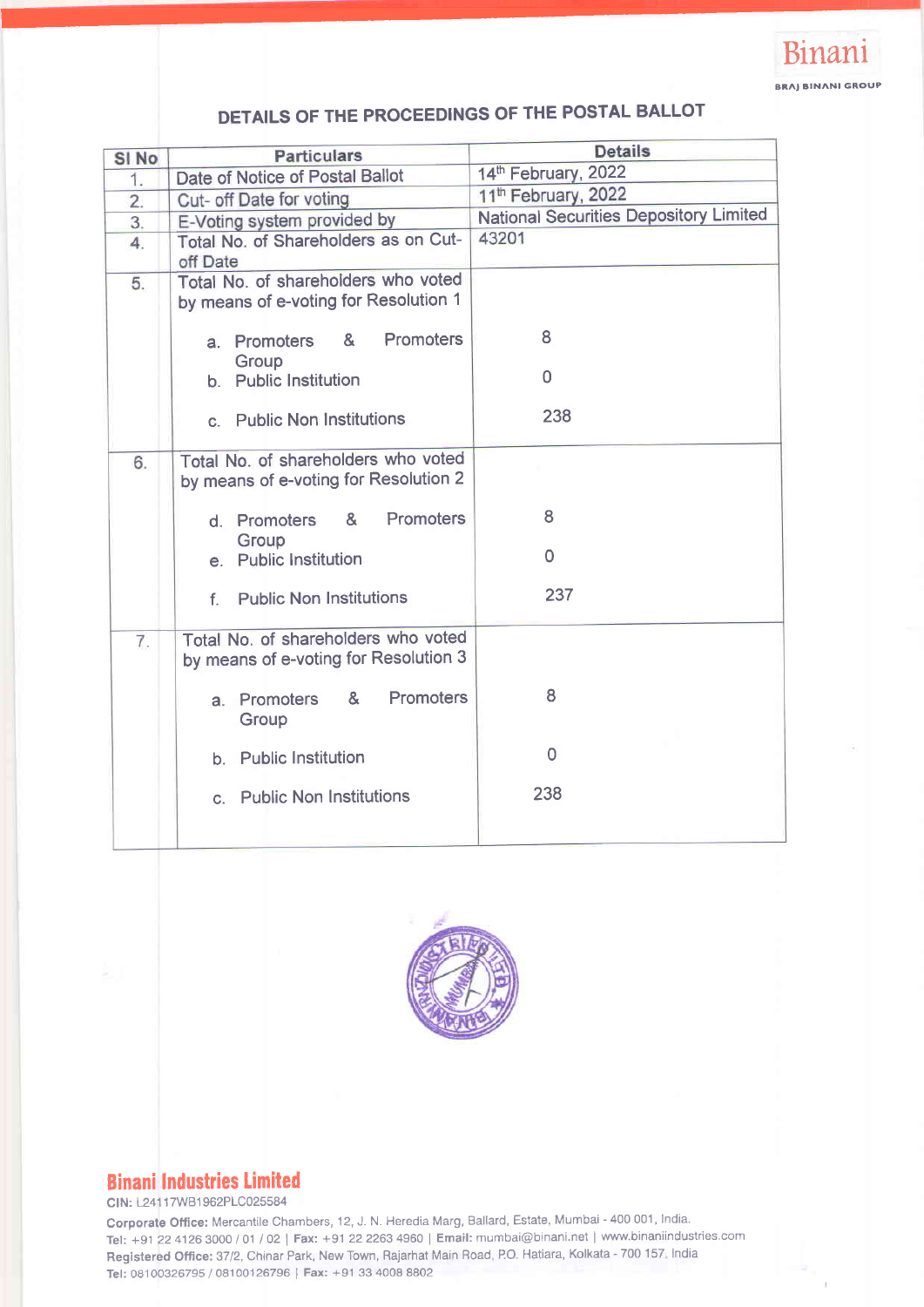Binani

BRAJ BINANI GROUP

## DETAILS OF THE PROCEEDINGS OF THE POSTAL BALLOT

| Sl No | Particulars | Details |
|---|---|---|
| 1. | Date of Notice of Postal Ballot | 14th February, 2022 |
| 2. | Cut- off Date for voting | 11th February, 2022 |
| 3. | E-Voting system provided by | National Securities Depository Limited |
| 4. | Total No. of Shareholders as on Cut-off Date | 43201 |
| 5. | Total No. of shareholders who voted by means of e-voting for Resolution 1 | |
| | a. Promoters & Promoters Group | 8 |
| | b. Public Institution | 0 |
| | c. Public Non Institutions | 238 |
| 6. | Total No. of shareholders who voted by means of e-voting for Resolution 2 | |
| | d. Promoters & Promoters Group | 8 |
| | e. Public Institution | 0 |
| | f. Public Non Institutions | 237 |
| 7. | Total No. of shareholders who voted by means of e-voting for Resolution 3 | |
| | a. Promoters & Promoters Group | 8 |
| | b. Public Institution | 0 |
| | c. Public Non Institutions | 238 |

**Binani Industries Limited**

CIN: L24117WB1962PLC025584

**Corporate Office:** Mercantile Chambers, 12, J. N. Heredia Marg, Ballard, Estate, Mumbai - 400 001, India.
**Tel:** +91 22 4126 3000 / 01 / 02 | **Fax:** +91 22 2263 4960 | **Email:** mumbai@binani.net | www.binaniindustries.com
**Registered Office:** 37/2, Chinar Park, New Town, Rajarhat Main Road, P.O. Hatiara, Kolkata - 700 157. India
**Tel:** 08100326795 / 08100126796 | **Fax:** +91 33 4008 8802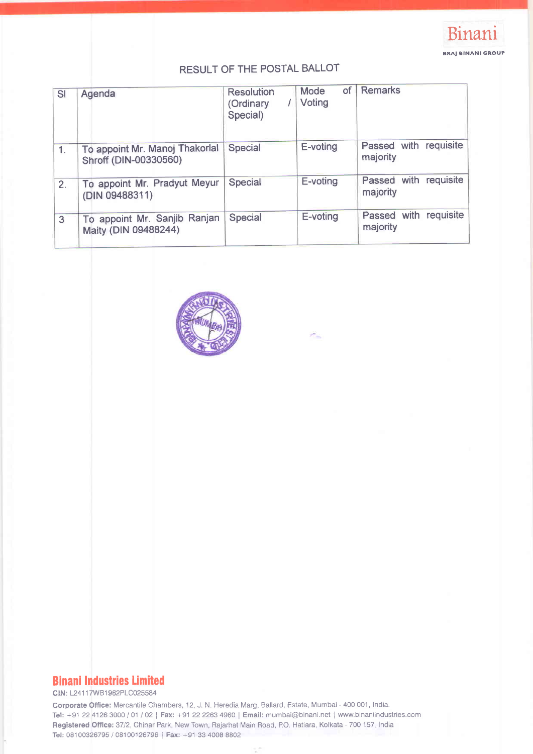# RESULT OF THE POSTAL BALLOT

| Sl | Agenda | Resolution (Ordinary / Special) | Mode of Voting | Remarks |
|---|---|---|---|---|
| 1. | To appoint Mr. Manoj Thakorlal Shroff (DIN-00330560) | Special | E-voting | Passed with requisite majority |
| 2. | To appoint Mr. Pradyut Meyur (DIN 09488311) | Special | E-voting | Passed with requisite majority |
| 3 | To appoint Mr. Sanjib Ranjan Maity (DIN 09488244) | Special | E-voting | Passed with requisite majority |

**Binani Industries Limited**

**CIN:** L24117WB1962PLC025584

**Corporate Office:** Mercantile Chambers, 12, J. N. Heredia Marg, Ballard, Estate, Mumbai - 400 001, India.
**Tel:** +91 22 4126 3000 / 01 / 02 | **Fax:** +91 22 2263 4960 | **Email:** mumbai@binani.net | www.binaniindustries.com
**Registered Office:** 37/2, Chinar Park, New Town, Rajarhat Main Road, P.O. Hatiara, Kolkata - 700 157, India
**Tel:** 08100326795 / 08100126796 | **Fax:** +91 33 4008 8802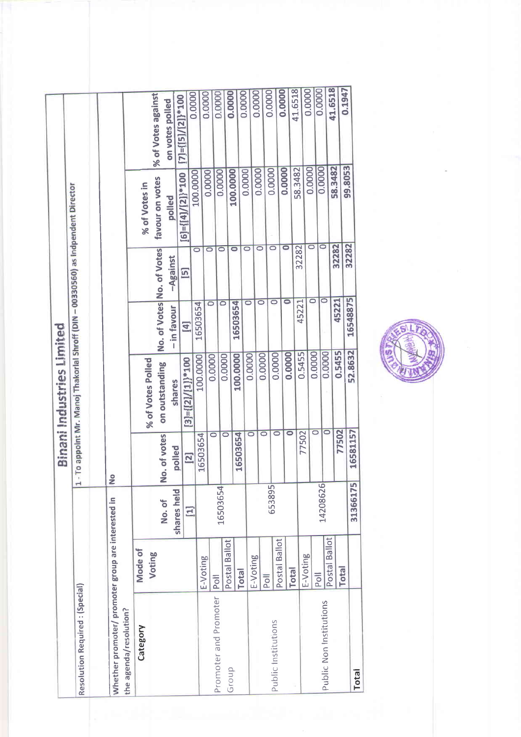# Binani Industries Limited

| Resolution Required : (Special) | 1 - To appoint Mr. Manoj Thakorlal Shroff (DIN – 00330560) as Indpendent Director | | | | | | | |
|---|---|---|---|---|---|---|---|---|
| Whether promoter/ promoter group are interested in the agenda/resolution? | No | | | | | | | |
| **Category** | **Mode of Voting** | **No. of shares held** | **No. of votes polled** | **% of Votes Polled on outstanding shares** | **No. of Votes – in favour** | **No. of Votes –Against** | **% of Votes in favour on votes polled** | **% of Votes against on votes polled** |
| | | [1] | [2] | [3]={[2]/[1]}*100 | [4] | [5] | [6]={[4]/[2]}*100 | [7]={[5]/[2]}*100 |
| Promoter and Promoter Group | E-Voting | 16503654 | 16503654 | 100.0000 | 16503654 | 0 | 100.0000 | 0.0000 |
| | Poll | | 0 | 0.0000 | 0 | 0 | 0.0000 | 0.0000 |
| | Postal Ballot | | 0 | 0.0000 | 0 | 0 | 0.0000 | 0.0000 |
| | Total | | 16503654 | 100.0000 | 16503654 | 0 | 100.0000 | 0.0000 |
| Public Institutions | E-Voting | 653895 | 0 | 0.0000 | 0 | 0 | 0.0000 | 0.0000 |
| | Poll | | 0 | 0.0000 | 0 | 0 | 0.0000 | 0.0000 |
| | Postal Ballot | | 0 | 0.0000 | 0 | 0 | 0.0000 | 0.0000 |
| | Total | | 0 | 0.0000 | 0 | 0 | 0.0000 | 0.0000 |
| Public Non Institutions | E-Voting | 14208626 | 77502 | 0.5455 | 45221 | 32282 | 58.3482 | 41.6518 |
| | Poll | | 0 | 0.0000 | 0 | 0 | 0.0000 | 0.0000 |
| | Postal Ballot | | 0 | 0.0000 | 0 | 0 | 0.0000 | 0.0000 |
| | Total | | 77502 | 0.5455 | 45221 | 32282 | 58.3482 | 41.6518 |
| **Total** | | 31366175 | 16581157 | 52.8632 | 16548875 | 32282 | 99.8053 | 0.1947 |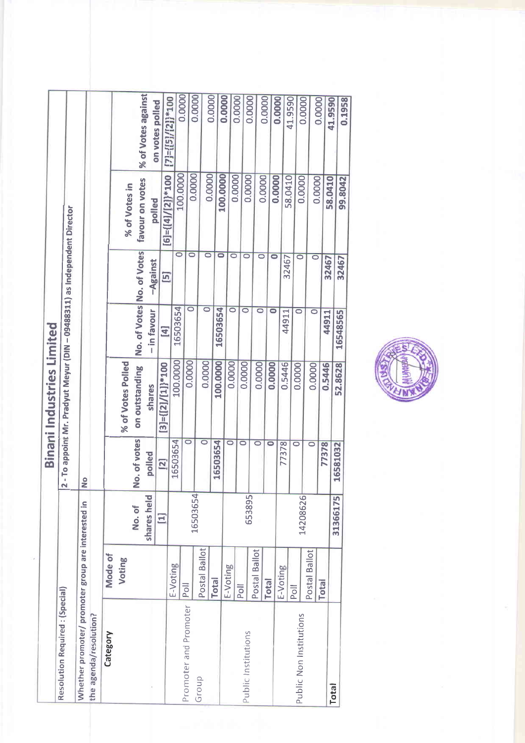# Binani Industries Limited

| Resolution Required : (Special) | 2 - To appoint Mr. Pradyut Meyur (DIN – 09488311) as Independent Director | | | | | | | |
|---|---|---|---|---|---|---|---|---|
| Whether promoter/ promoter group are interested in the agenda/resolution? | No | | | | | | | |

| Category | Mode of Voting | No. of shares held | No. of votes polled | % of Votes Polled on outstanding shares | No. of Votes – in favour | No. of Votes –Against | % of Votes in favour on votes polled | % of Votes against on votes polled |
|---|---|---|---|---|---|---|---|---|
| | | [1] | [2] | [3]={[2]/[1]}*100 | [4] | [5] | [6]={[4]/[2]}*100 | [7]={[5]/[2]}*100 |
| Promoter and Promoter Group | E-Voting | 16503654 | 16503654 | 100.0000 | 16503654 | 0 | 100.0000 | 0.0000 |
| | Poll | | 0 | 0.0000 | 0 | 0 | 0.0000 | 0.0000 |
| | Postal Ballot | | 0 | 0.0000 | 0 | 0 | 0.0000 | 0.0000 |
| | **Total** | | **16503654** | **100.0000** | **16503654** | **0** | **100.0000** | **0.0000** |
| Public Institutions | E-Voting | 653895 | 0 | 0.0000 | 0 | 0 | 0.0000 | 0.0000 |
| | Poll | | 0 | 0.0000 | 0 | 0 | 0.0000 | 0.0000 |
| | Postal Ballot | | 0 | 0.0000 | 0 | 0 | 0.0000 | 0.0000 |
| | **Total** | | **0** | **0.0000** | **0** | **0** | **0.0000** | **0.0000** |
| Public Non Institutions | E-Voting | 14208626 | 77378 | 0.5446 | 44911 | 32467 | 58.0410 | 41.9590 |
| | Poll | | 0 | 0.0000 | 0 | 0 | 0.0000 | 0.0000 |
| | Postal Ballot | | 0 | 0.0000 | 0 | 0 | 0.0000 | 0.0000 |
| | **Total** | | **77378** | **0.5446** | **44911** | **32467** | **58.0410** | **41.9590** |
| **Total** | | **31366175** | **16581032** | **52.8628** | **16548565** | **32467** | **99.8042** | **0.1958** |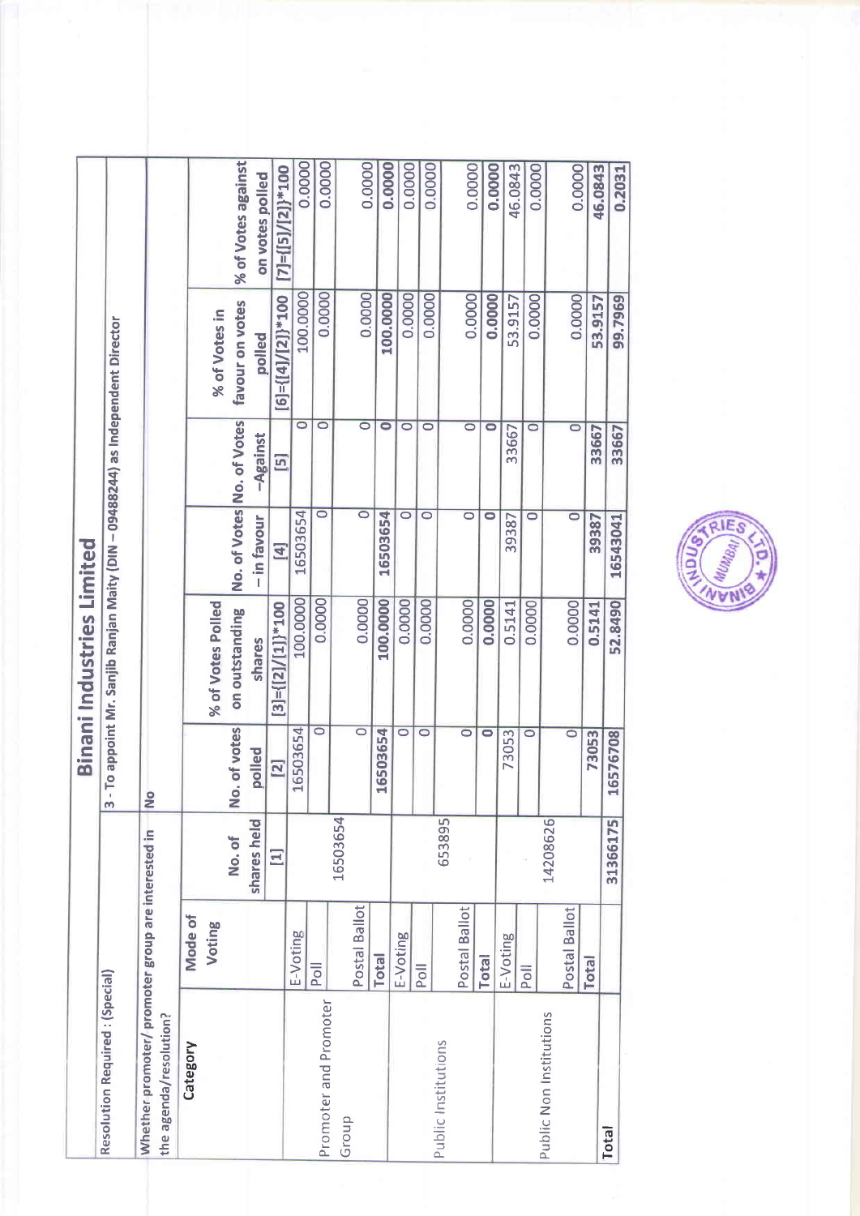# Binani Industries Limited

| Resolution Required : (Special) | 3 - To appoint Mr. Sanjib Ranjan Maity (DIN – 09488244) as Independent Director | | | | | | | |
|---|---|---|---|---|---|---|---|---|
| Whether promoter/ promoter group are interested in the agenda/resolution? | No | | | | | | | |
| **Category** | **Mode of Voting** | **No. of shares held** | **No. of votes polled** | **% of Votes Polled on outstanding shares** | **No. of Votes – in favour** | **No. of Votes –Against** | **% of Votes in favour on votes polled** | **% of Votes against on votes polled** |
| | | [1] | [2] | [3]={[2]/[1]}*100 | [4] | [5] | [6]={[4]/[2]}*100 | [7]={[5]/[2]}*100 |
| Promoter and Promoter Group | E-Voting | 16503654 | 16503654 | 100.0000 | 16503654 | 0 | 100.0000 | 0.0000 |
| | Poll | | 0 | 0.0000 | 0 | 0 | 0.0000 | 0.0000 |
| | Postal Ballot | | 0 | 0.0000 | 0 | 0 | 0.0000 | 0.0000 |
| | **Total** | | **16503654** | **100.0000** | **16503654** | **0** | **100.0000** | **0.0000** |
| Public Institutions | E-Voting | 653895 | 0 | 0.0000 | 0 | 0 | 0.0000 | 0.0000 |
| | Poll | | 0 | 0.0000 | 0 | 0 | 0.0000 | 0.0000 |
| | Postal Ballot | | 0 | 0.0000 | 0 | 0 | 0.0000 | 0.0000 |
| | **Total** | | **0** | **0.0000** | **0** | **0** | **0.0000** | **0.0000** |
| Public Non Institutions | E-Voting | 14208626 | 73053 | 0.5141 | 39387 | 33667 | 53.9157 | 46.0843 |
| | Poll | | 0 | 0.0000 | 0 | 0 | 0.0000 | 0.0000 |
| | Postal Ballot | | 0 | 0.0000 | 0 | 0 | 0.0000 | 0.0000 |
| | **Total** | | **73053** | **0.5141** | **39387** | **33667** | **53.9157** | **46.0843** |
| **Total** | | **31366175** | **16576708** | **52.8490** | **16543041** | **33667** | **99.7969** | **0.2031** |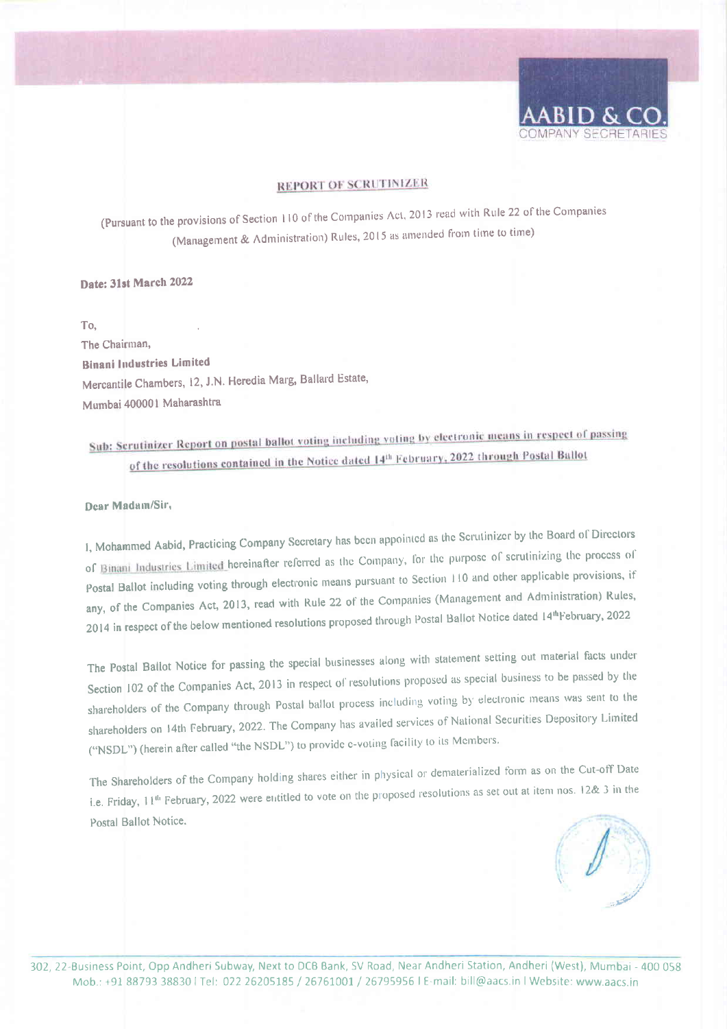AABID & CO.
COMPANY SECRETARIES

## REPORT OF SCRUTINIZER

(Pursuant to the provisions of Section 110 of the Companies Act, 2013 read with Rule 22 of the Companies (Management & Administration) Rules, 2015 as amended from time to time)

**Date: 31st March 2022**

To,
The Chairman,
**Binani Industries Limited**
Mercantile Chambers, 12, J.N. Heredia Marg, Ballard Estate,
Mumbai 400001 Maharashtra

**Sub: Scrutinizer Report on postal ballot voting including voting by electronic means in respect of passing of the resolutions contained in the Notice dated 14th February, 2022 through Postal Ballot**

**Dear Madam/Sir,**

I, Mohammed Aabid, Practicing Company Secretary has been appointed as the Scrutinizer by the Board of Directors of Binani Industries Limited hereinafter referred as the Company, for the purpose of scrutinizing the process of Postal Ballot including voting through electronic means pursuant to Section 110 and other applicable provisions, if any, of the Companies Act, 2013, read with Rule 22 of the Companies (Management and Administration) Rules, 2014 in respect of the below mentioned resolutions proposed through Postal Ballot Notice dated 14thFebruary, 2022

The Postal Ballot Notice for passing the special businesses along with statement setting out material facts under Section 102 of the Companies Act, 2013 in respect of resolutions proposed as special business to be passed by the shareholders of the Company through Postal ballot process including voting by electronic means was sent to the shareholders on 14th February, 2022. The Company has availed services of National Securities Depository Limited ("NSDL") (herein after called "the NSDL") to provide e-voting facility to its Members.

The Shareholders of the Company holding shares either in physical or dematerialized form as on the Cut-off Date i.e. Friday, 11th February, 2022 were entitled to vote on the proposed resolutions as set out at item nos. 12& 3 in the Postal Ballot Notice.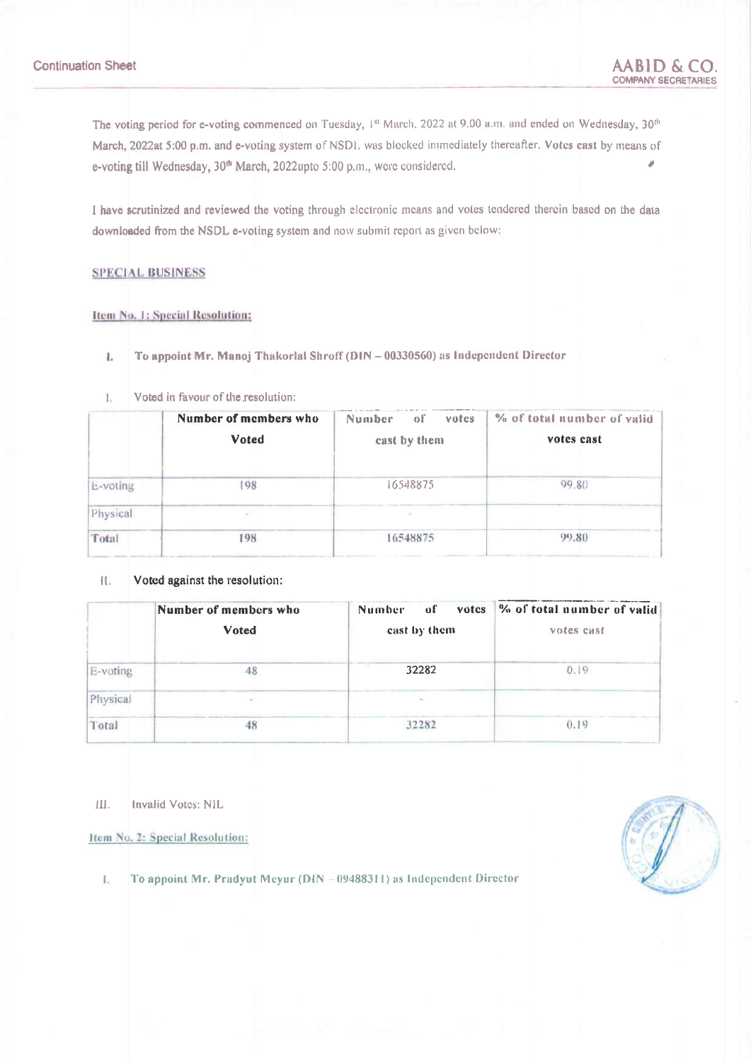The voting period for e-voting commenced on Tuesday, 1st March, 2022 at 9.00 a.m. and ended on Wednesday, 30th March, 2022at 5:00 p.m. and e-voting system of NSDL was blocked immediately thereafter. Votes cast by means of e-voting till Wednesday, 30th March, 2022upto 5:00 p.m., were considered.

I have scrutinized and reviewed the voting through electronic means and votes tendered therein based on the data downloaded from the NSDL e-voting system and now submit report as given below:

**SPECIAL BUSINESS**

**Item No. 1: Special Resolution:**

**I. To appoint Mr. Manoj Thakorlal Shroff (DIN – 00330560) as Independent Director**

I. Voted in favour of the resolution:

| | Number of members who Voted | Number of votes cast by them | % of total number of valid votes cast |
|---|---|---|---|
| E-voting | 198 | 16548875 | 99.80 |
| Physical | - | - | |
| Total | 198 | 16548875 | 99.80 |

II. Voted against the resolution:

| | Number of members who Voted | Number of votes cast by them | % of total number of valid votes cast |
|---|---|---|---|
| E-voting | 48 | 32282 | 0.19 |
| Physical | - | - | |
| Total | 48 | 32282 | 0.19 |

III. Invalid Votes: NIL

**Item No. 2: Special Resolution:**

**I. To appoint Mr. Pradyut Meyur (DIN – 09488311) as Independent Director**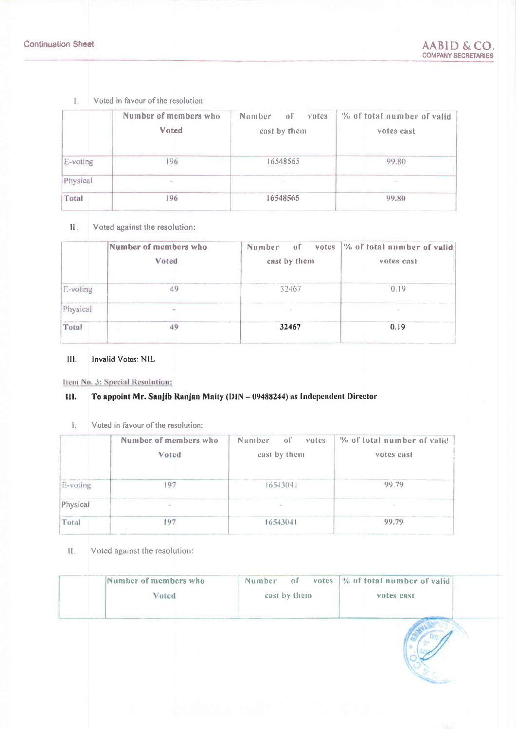I. Voted in favour of the resolution:

| | Number of members who Voted | Number of votes cast by them | % of total number of valid votes cast |
|---|---|---|---|
| E-voting | 196 | 16548565 | 99.80 |
| Physical | - | - | - |
| Total | 196 | 16548565 | 99.80 |

II. Voted against the resolution:

| | Number of members who Voted | Number of votes cast by them | % of total number of valid votes cast |
|---|---|---|---|
| E-voting | 49 | 32467 | 0.19 |
| Physical | - | - | - |
| **Total** | 49 | **32467** | **0.19** |

**III. Invalid Votes: NIL**

Item No. 3: Special Resolution:

**III. To appoint Mr. Sanjib Ranjan Maity (DIN – 09488244) as Independent Director**

I. Voted in favour of the resolution:

| | Number of members who Voted | Number of votes cast by them | % of total number of valid votes cast |
|---|---|---|---|
| E-voting | 197 | 16543041 | 99.79 |
| Physical | - | - | - |
| Total | 197 | 16543041 | 99.79 |

II. Voted against the resolution:

| | Number of members who Voted | Number of votes cast by them | % of total number of valid votes cast |
|---|---|---|---|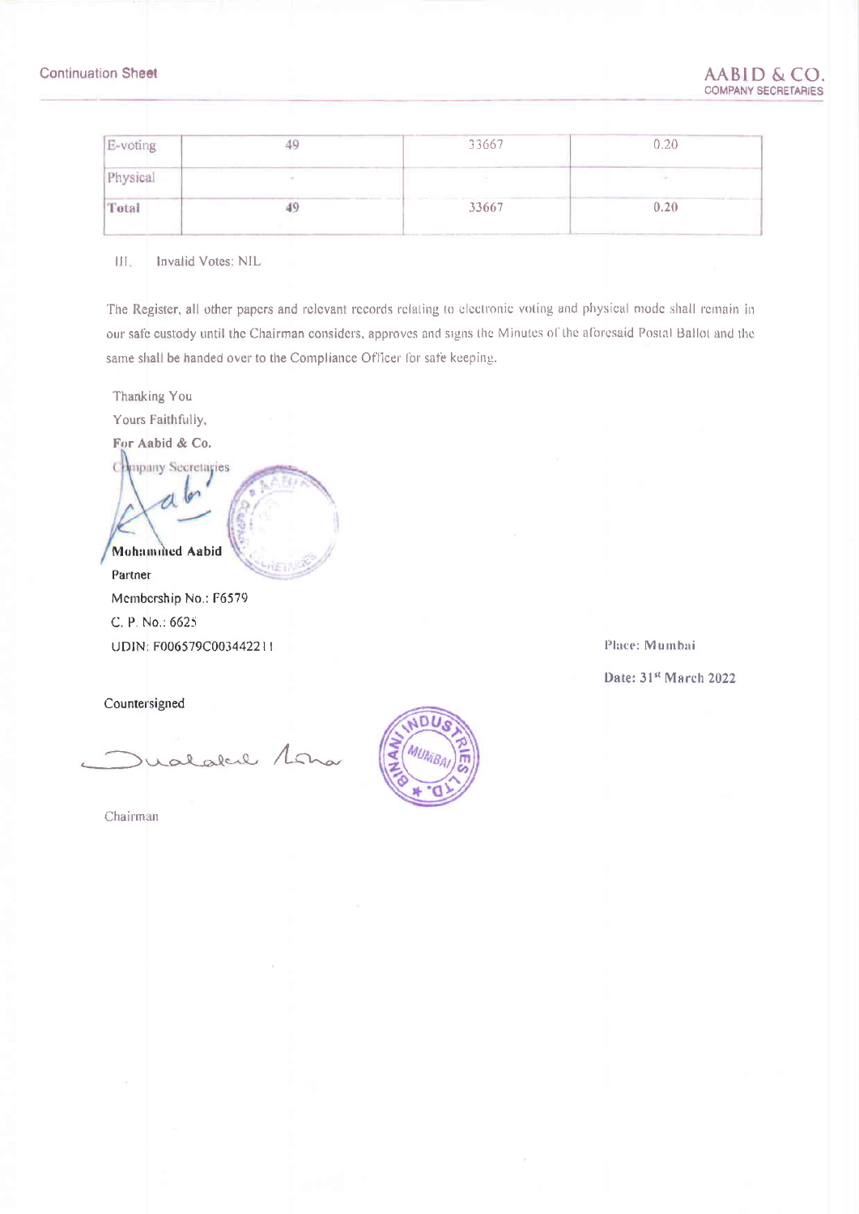| | | | |
|---|---|---|---|
| E-voting | 49 | 33667 | 0.20 |
| Physical | - | - | - |
| **Total** | 49 | 33667 | 0.20 |

III. Invalid Votes: NIL

The Register, all other papers and relevant records relating to electronic voting and physical mode shall remain in our safe custody until the Chairman considers, approves and signs the Minutes of the aforesaid Postal Ballot and the same shall be handed over to the Compliance Officer for safe keeping.

Thanking You

Yours Faithfully,

**For Aabid & Co.**

Company Secretaries

**Mohammed Aabid**

Partner

Membership No.: F6579

C. P. No.: 6625

UDIN: F006579C003442211

**Place: Mumbai**

**Date: 31st March 2022**

Countersigned

Chairman